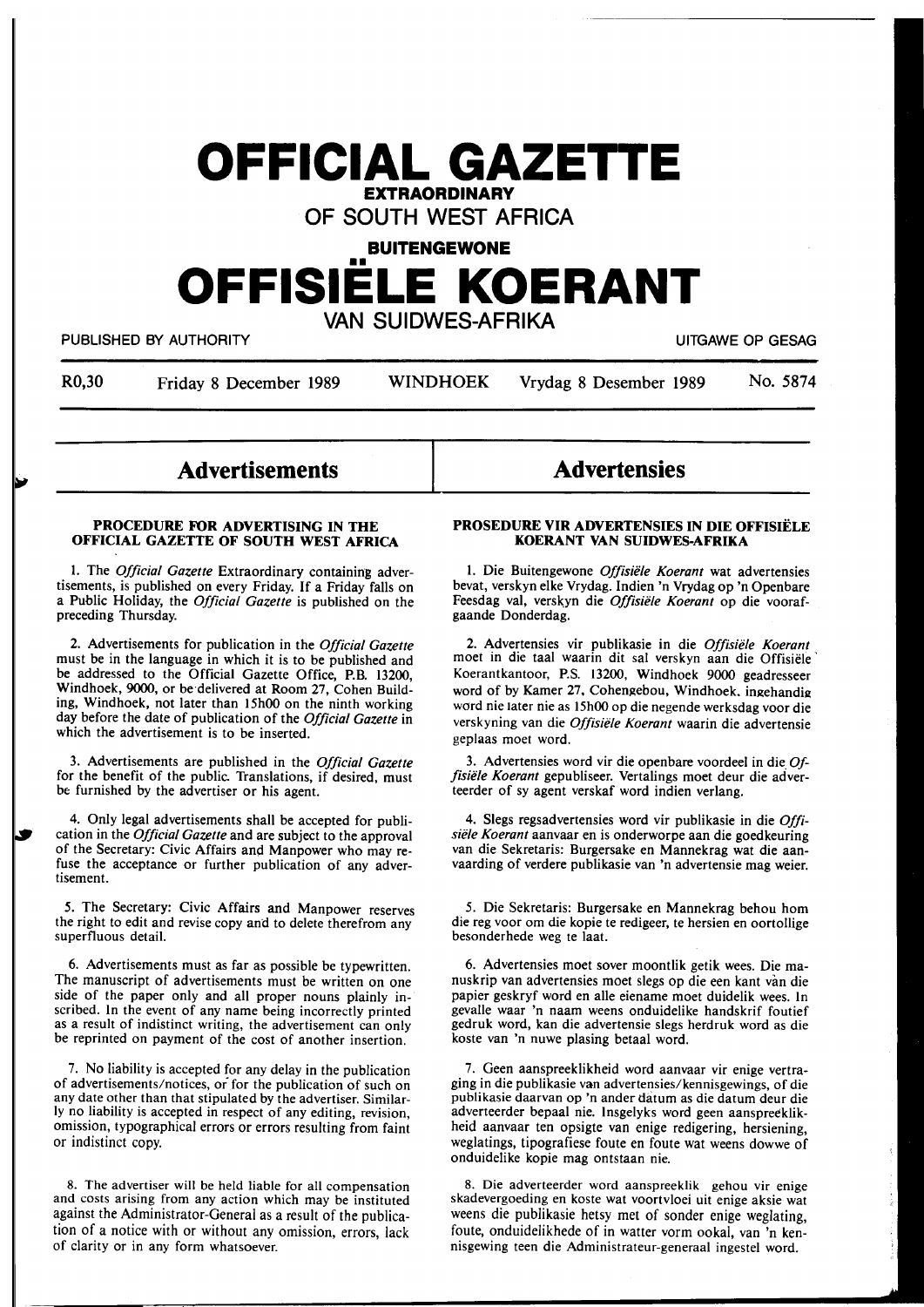# OFFICIAL GAZETTE

**EXTRAORDINARY**

OF SOUTH WEST AFRICA

**BUITENGEWONE**

# OFFISIËLE KOERANT

VAN SUIDWES-AFRIKA

PUBLISHED BY AUTHORITY — UITGAWE OP GESAG

R0,30 — Friday 8 December 1989 — WINDHOEK — Vrydag 8 Desember 1989 — No. 5874

## Advertisements

### PROCEDURE FOR ADVERTISING IN THE OFFICIAL GAZETTE OF SOUTH WEST AFRICA

1. The *Official Gazette* Extraordinary containing advertisements, is published on every Friday. If a Friday falls on a Public Holiday, the *Official Gazette* is published on the preceding Thursday.

2. Advertisements for publication in the *Official Gazette* must be in the language in which it is to be published and be addressed to the Official Gazette Office, P.B. 13200, Windhoek, 9000, or be delivered at Room 27, Cohen Building, Windhoek, not later than 15h00 on the ninth working day before the date of publication of the *Official Gazette* in which the advertisement is to be inserted.

3. Advertisements are published in the *Official Gazette* for the benefit of the public. Translations, if desired, must be furnished by the advertiser or his agent.

4. Only legal advertisements shall be accepted for publication in the *Official Gazette* and are subject to the approval of the Secretary: Civic Affairs and Manpower who may refuse the acceptance or further publication of any advertisement.

5. The Secretary: Civic Affairs and Manpower reserves the right to edit and revise copy and to delete therefrom any superfluous detail.

6. Advertisements must as far as possible be typewritten. The manuscript of advertisements must be written on one side of the paper only and all proper nouns plainly inscribed. In the event of any name being incorrectly printed as a result of indistinct writing, the advertisement can only be reprinted on payment of the cost of another insertion.

7. No liability is accepted for any delay in the publication of advertisements/notices, or for the publication of such on any date other than that stipulated by the advertiser. Similarly no liability is accepted in respect of any editing, revision, omission, typographical errors or errors resulting from faint or indistinct copy.

8. The advertiser will be held liable for all compensation and costs arising from any action which may be instituted against the Administrator-General as a result of the publication of a notice with or without any omission, errors, lack of clarity or in any form whatsoever.

## Advertensies

### PROSEDURE VIR ADVERTENSIES IN DIE OFFISIËLE KOERANT VAN SUIDWES-AFRIKA

1. Die Buitengewone *Offisiële Koerant* wat advertensies bevat, verskyn elke Vrydag. Indien 'n Vrydag op 'n Openbare Feesdag val, verskyn die *Offisiële Koerant* op die voorafgaande Donderdag.

2. Advertensies vir publikasie in die *Offisiële Koerant* moet in die taal waarin dit sal verskyn aan die Offisiële Koerantkantoor, P.S. 13200, Windhoek 9000 geadresseer word of by Kamer 27, Cohengebou, Windhoek, ingehandig word nie later nie as 15h00 op die negende werksdag voor die verskyning van die *Offisiële Koerant* waarin die advertensie geplaas moet word.

3. Advertensies word vir die openbare voordeel in die *Offisiële Koerant* gepubliseer. Vertalings moet deur die adverteerder of sy agent verskaf word indien verlang.

4. Slegs regsadvertensies word vir publikasie in die *Offisiële Koerant* aanvaar en is onderworpe aan die goedkeuring van die Sekretaris: Burgersake en Mannekrag wat die aanvaarding of verdere publikasie van 'n advertensie mag weier.

5. Die Sekretaris: Burgersake en Mannekrag behou hom die reg voor om die kopie te redigeer, te hersien en oortollige besonderhede weg te laat.

6. Advertensies moet sover moontlik getik wees. Die manuskrip van advertensies moet slegs op die een kant van die papier geskryf word en alle eiename moet duidelik wees. In gevalle waar 'n naam weens onduidelike handskrif foutief gedruk word, kan die advertensie slegs herdruk word as die koste van 'n nuwe plasing betaal word.

7. Geen aanspreeklikheid word aanvaar vir enige vertraging in die publikasie van advertensies/kennisgewings, of die publikasie daarvan op 'n ander datum as die datum deur die adverteerder bepaal nie. Insgelyks word geen aanspreeklikheid aanvaar ten opsigte van enige redigering, hersiening, weglatings, tipografiese foute en foute wat weens dowwe of onduidelike kopie mag ontstaan nie.

8. Die adverteerder word aanspreeklik gehou vir enige skadevergoeding en koste wat voortvloei uit enige aksie wat weens die publikasie hetsy met of sonder enige weglating, foute, onduidelikhede of in watter vorm ookal, van 'n kennisgewing teen die Administrateur-generaal ingestel word.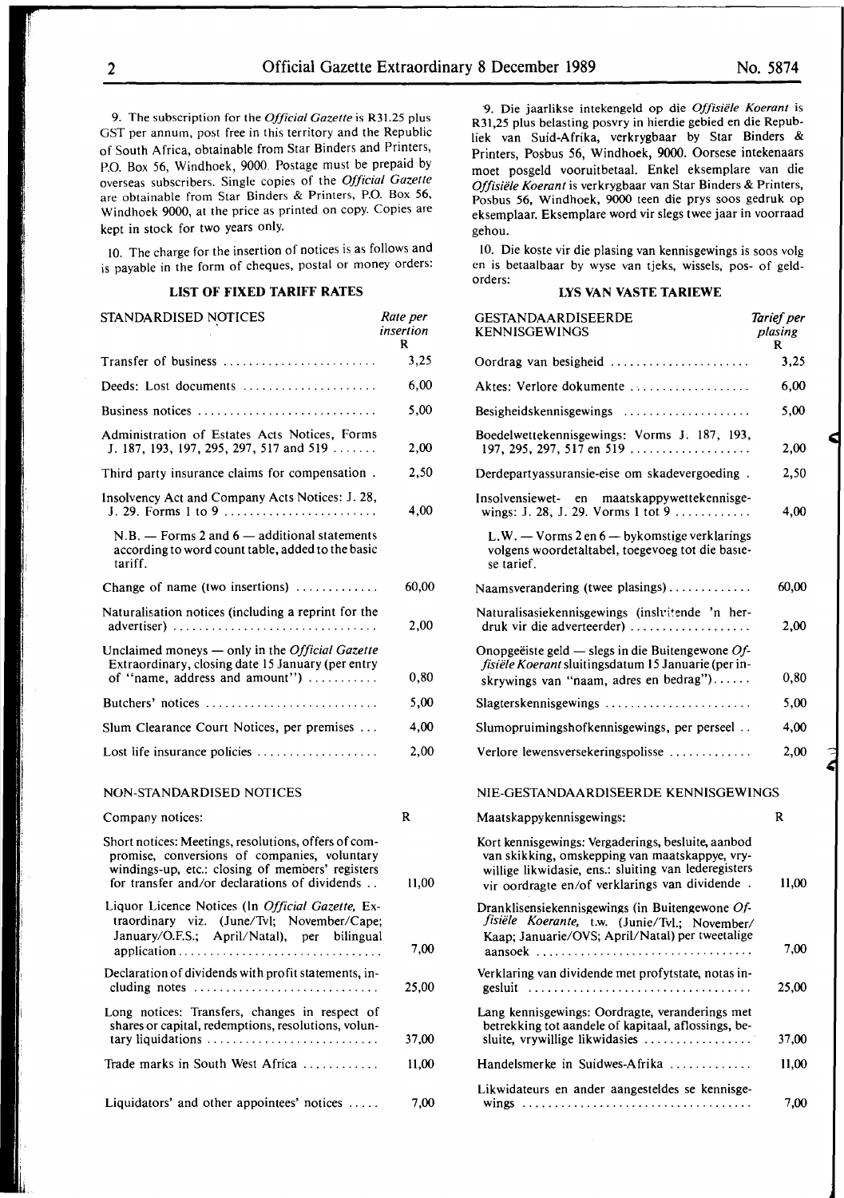9. The subscription for the *Official Gazette* is R31.25 plus GST per annum, post free in this territory and the Republic of South Africa, obtainable from Star Binders and Printers, P.O. Box 56, Windhoek, 9000. Postage must be prepaid by overseas subscribers. Single copies of the *Official Gazette* are obtainable from Star Binders & Printers, P.O. Box 56, Windhoek 9000, at the price as printed on copy. Copies are kept in stock for two years only.

10. The charge for the insertion of notices is as follows and is payable in the form of cheques, postal or money orders:

**LIST OF FIXED TARIFF RATES**

| STANDARDISED NOTICES | *Rate per insertion* R |
|---|---|
| Transfer of business | 3,25 |
| Deeds: Lost documents | 6,00 |
| Business notices | 5,00 |
| Administration of Estates Acts Notices, Forms J. 187, 193, 197, 295, 297, 517 and 519 | 2,00 |
| Third party insurance claims for compensation | 2,50 |
| Insolvency Act and Company Acts Notices: J. 28, J. 29. Forms 1 to 9 | 4,00 |
| N.B. — Forms 2 and 6 — additional statements according to word count table, added to the basic tariff. | |
| Change of name (two insertions) | 60,00 |
| Naturalisation notices (including a reprint for the advertiser) | 2,00 |
| Unclaimed moneys — only in the *Official Gazette* Extraordinary, closing date 15 January (per entry of "name, address and amount") | 0,80 |
| Butchers' notices | 5,00 |
| Slum Clearance Court Notices, per premises | 4,00 |
| Lost life insurance policies | 2,00 |

NON-STANDARDISED NOTICES

| Company notices: | R |
|---|---|
| Short notices: Meetings, resolutions, offers of compromise, conversions of companies, voluntary windings-up, etc.: closing of members' registers for transfer and/or declarations of dividends | 11,00 |
| Liquor Licence Notices (In *Official Gazette*, Extraordinary viz. (June/Tvl; November/Cape; January/O.F.S.; April/Natal), per bilingual application | 7,00 |
| Declaration of dividends with profit statements, including notes | 25,00 |
| Long notices: Transfers, changes in respect of shares or capital, redemptions, resolutions, voluntary liquidations | 37,00 |
| Trade marks in South West Africa | 11,00 |
| Liquidators' and other appointees' notices | 7,00 |

9. Die jaarlikse intekengeld op die *Offisiële Koerant* is R31,25 plus belasting posvry in hierdie gebied en die Republiek van Suid-Afrika, verkrygbaar by Star Binders & Printers, Posbus 56, Windhoek, 9000. Oorsese intekenaars moet posgeld vooruitbetaal. Enkel eksemplare van die *Offisiële Koerant* is verkrygbaar van Star Binders & Printers, Posbus 56, Windhoek, 9000 teen die prys soos gedruk op eksemplaar. Eksemplare word vir slegs twee jaar in voorraad gehou.

10. Die koste vir die plasing van kennisgewings is soos volg en is betaalbaar by wyse van tjeks, wissels, pos- of geldorders:

**LYS VAN VASTE TARIEWE**

| GESTANDAARDISEERDE KENNISGEWINGS | *Tarief per plasing* R |
|---|---|
| Oordrag van besigheid | 3,25 |
| Aktes: Verlore dokumente | 6,00 |
| Besigheidskennisgewings | 5,00 |
| Boedelwettekennisgewings: Vorms J. 187, 193, 197, 295, 297, 517 en 519 | 2,00 |
| Derdepartyassuransie-eise om skadevergoeding | 2,50 |
| Insolvensiewet- en maatskappywettekennisgewings: J. 28, J. 29. Vorms 1 tot 9 | 4,00 |
| L.W. — Vorms 2 en 6 — bykomstige verklarings volgens woordetaltabel, toegevoeg tot die basiese tarief. | |
| Naamsverandering (twee plasings) | 60,00 |
| Naturalisasiekennisgewings (insluitende 'n herdruk vir die adverteerder) | 2,00 |
| Onopgeëiste geld — slegs in die Buitengewone *Offisiële Koerant* sluitingsdatum 15 Januarie (per inskrywings van "naam, adres en bedrag") | 0,80 |
| Slagterskennisgewings | 5,00 |
| Slumopruimingshofkennisgewings, per perseel | 4,00 |
| Verlore lewensversekeringspolisse | 2,00 |

NIE-GESTANDAARDISEERDE KENNISGEWINGS

| Maatskappykennisgewings: | R |
|---|---|
| Kort kennisgewings: Vergaderings, besluite, aanbod van skikking, omskepping van maatskappye, vrywillige likwidasie, ens.: sluiting van lederegisters vir oordragte en/of verklarings van dividende | 11,00 |
| Dranklisensiekennisgewings (in Buitengewone *Offisiële Koerante,* t.w. (Junie/Tvl.; November/Kaap; Januarie/OVS; April/Natal) per tweetalige aansoek | 7,00 |
| Verklaring van dividende met profytstate, notas ingesluit | 25,00 |
| Lang kennisgewings: Oordragte, veranderings met betrekking tot aandele of kapitaal, aflossings, besluite, vrywillige likwidasies | 37,00 |
| Handelsmerke in Suidwes-Afrika | 11,00 |
| Likwidateurs en ander aangesteldes se kennisgewings | 7,00 |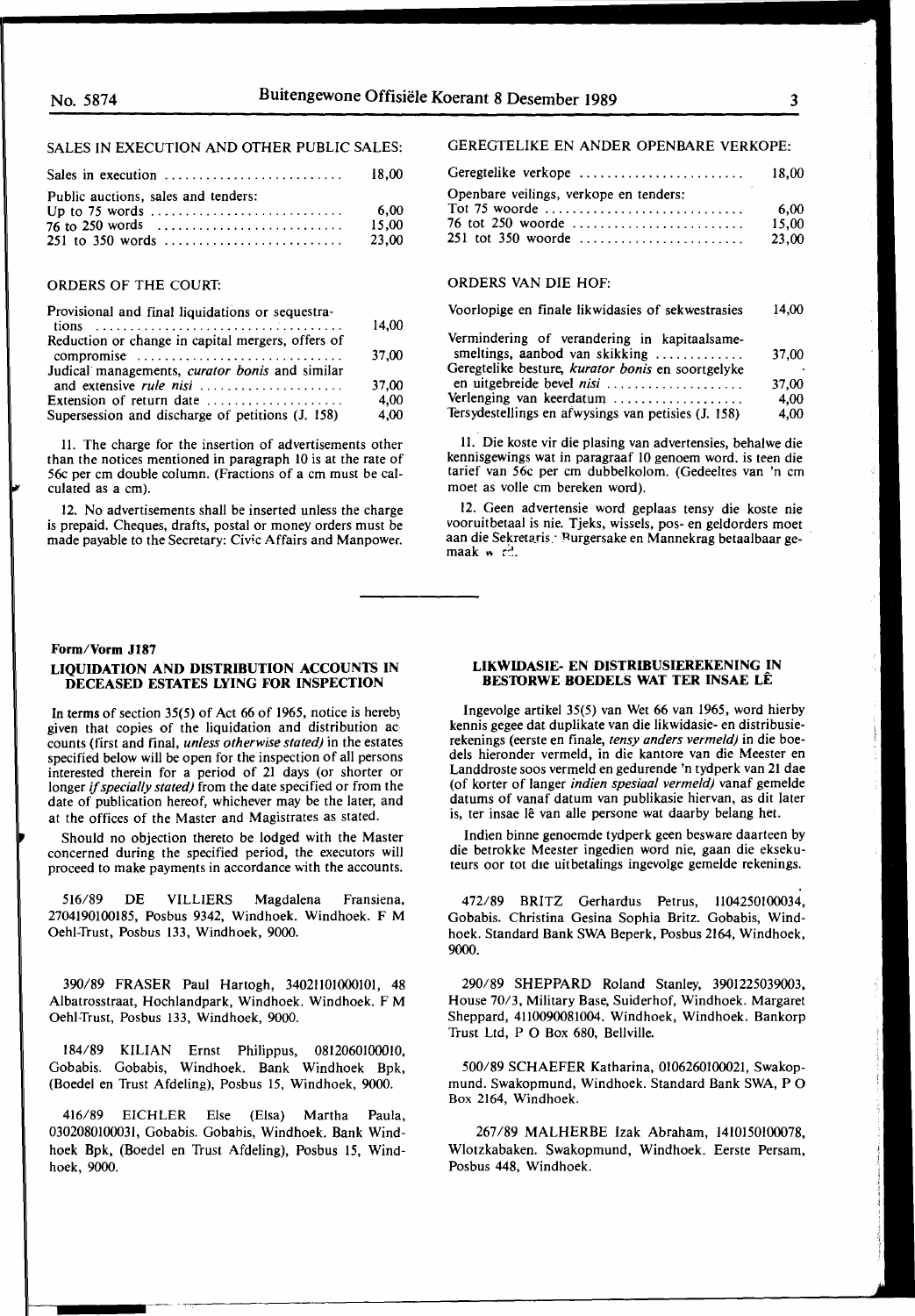SALES IN EXECUTION AND OTHER PUBLIC SALES:

| | |
|---|---|
| Sales in execution | 18,00 |
| Public auctions, sales and tenders: | |
| Up to 75 words | 6,00 |
| 76 to 250 words | 15,00 |
| 251 to 350 words | 23,00 |

ORDERS OF THE COURT:

| | |
|---|---|
| Provisional and final liquidations or sequestrations | 14,00 |
| Reduction or change in capital mergers, offers of compromise | 37,00 |
| Judicial managements, *curator bonis* and similar and extensive *rule nisi* | 37,00 |
| Extension of return date | 4,00 |
| Supersession and discharge of petitions (J. 158) | 4,00 |

11. The charge for the insertion of advertisements other than the notices mentioned in paragraph 10 is at the rate of 56c per cm double column. (Fractions of a cm must be calculated as a cm).

12. No advertisements shall be inserted unless the charge is prepaid. Cheques, drafts, postal or money orders must be made payable to the Secretary: Civic Affairs and Manpower.

GEREGTELIKE EN ANDER OPENBARE VERKOPE:

| | |
|---|---|
| Geregtelike verkope | 18,00 |
| Openbare veilings, verkope en tenders: | |
| Tot 75 woorde | 6,00 |
| 76 tot 250 woorde | 15,00 |
| 251 tot 350 woorde | 23,00 |

ORDERS VAN DIE HOF:

| | |
|---|---|
| Voorlopige en finale likwidasies of sekwestrasies | 14,00 |
| Vermindering of verandering in kapitaalsamesmeltings, aanbod van skikking | 37,00 |
| Geregtelike besture, *kurator bonis* en soortgelyke en uitgebreide bevel *nisi* | 37,00 |
| Verlenging van keerdatum | 4,00 |
| Tersydestellings en afwysings van petisies (J. 158) | 4,00 |

11. Die koste vir die plasing van advertensies, behalwe die kennisgewings wat in paragraaf 10 genoem word, is teen die tarief van 56c per cm dubbelkolom. (Gedeeltes van 'n cm moet as volle cm bereken word).

12. Geen advertensie word geplaas tensy die koste nie vooruitbetaal is nie. Tjeks, wissels, pos- en geldorders moet aan die Sekretaris: Burgersake en Mannekrag betaalbaar gemaak word.

**Form/Vorm J187**

**LIQUIDATION AND DISTRIBUTION ACCOUNTS IN DECEASED ESTATES LYING FOR INSPECTION**

In terms of section 35(5) of Act 66 of 1965, notice is hereby given that copies of the liquidation and distribution accounts (first and final, *unless otherwise stated)* in the estates specified below will be open for the inspection of all persons interested therein for a period of 21 days (or shorter or longer *if specially stated)* from the date specified or from the date of publication hereof, whichever may be the later, and at the offices of the Master and Magistrates as stated.

Should no objection thereto be lodged with the Master concerned during the specified period, the executors will proceed to make payments in accordance with the accounts.

516/89 DE VILLIERS Magdalena Fransiena, 2704190100185, Posbus 9342, Windhoek. Windhoek. F M Oehl-Trust, Posbus 133, Windhoek, 9000.

390/89 FRASER Paul Hartogh, 34021101000101, 48 Albatrosstraat, Hochlandpark, Windhoek. Windhoek. F M Oehl-Trust, Posbus 133, Windhoek, 9000.

184/89 KILIAN Ernst Philippus, 0812060100010, Gobabis. Gobabis, Windhoek. Bank Windhoek Bpk, (Boedel en Trust Afdeling), Posbus 15, Windhoek, 9000.

416/89 EICHLER Else (Elsa) Martha Paula, 0302080100031, Gobabis. Gobabis, Windhoek. Bank Windhoek Bpk, (Boedel en Trust Afdeling), Posbus 15, Windhoek, 9000.

**LIKWIDASIE- EN DISTRIBUSIEREKENING IN BESTORWE BOEDELS WAT TER INSAE LÊ**

Ingevolge artikel 35(5) van Wet 66 van 1965, word hierby kennis gegee dat duplikate van die likwidasie- en distribusierekenings (eerste en finale, *tensy anders vermeld)* in die boedels hieronder vermeld, in die kantore van die Meester en Landdroste soos vermeld en gedurende 'n tydperk van 21 dae (of korter of langer *indien spesiaal vermeld)* vanaf gemelde datums of vanaf datum van publikasie hiervan, as dit later is, ter insae lê van alle persone wat daarby belang het.

Indien binne genoemde tydperk geen besware daarteen by die betrokke Meester ingedien word nie, gaan die eksekuteurs oor tot die uitbetalings ingevolge gemelde rekenings.

472/89 BRITZ Gerhardus Petrus, 1104250100034, Gobabis. Christina Gesina Sophia Britz. Gobabis, Windhoek. Standard Bank SWA Beperk, Posbus 2164, Windhoek, 9000.

290/89 SHEPPARD Roland Stanley, 3901225039003, House 70/3, Military Base, Suiderhof, Windhoek. Margaret Sheppard, 4110090081004. Windhoek, Windhoek. Bankorp Trust Ltd, P O Box 680, Bellville.

500/89 SCHAEFER Katharina, 0106260100021, Swakopmund. Swakopmund, Windhoek. Standard Bank SWA, P O Box 2164, Windhoek.

267/89 MALHERBE Izak Abraham, 1410150100078, Wlotzkabaken. Swakopmund, Windhoek. Eerste Persam, Posbus 448, Windhoek.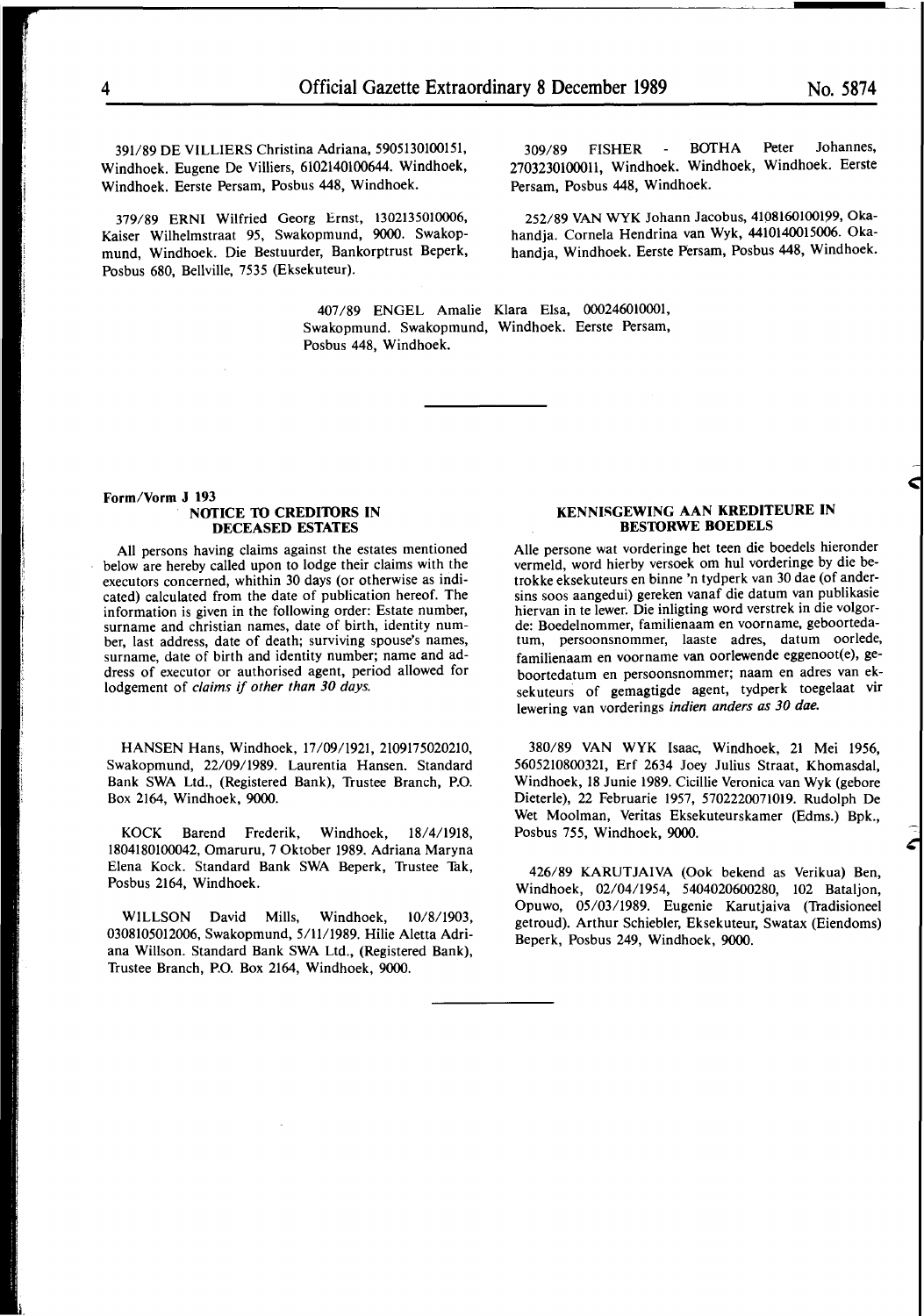391/89 DE VILLIERS Christina Adriana, 5905130100151, Windhoek. Eugene De Villiers, 6102140100644. Windhoek, Windhoek. Eerste Persam, Posbus 448, Windhoek.

379/89 ERNI Wilfried Georg Ernst, 1302135010006, Kaiser Wilhelmstraat 95, Swakopmund, 9000. Swakopmund, Windhoek. Die Bestuurder, Bankorptrust Beperk, Posbus 680, Bellville, 7535 (Eksekuteur).

309/89 FISHER - BOTHA Peter Johannes, 2703230100011, Windhoek. Windhoek, Windhoek. Eerste Persam, Posbus 448, Windhoek.

252/89 VAN WYK Johann Jacobus, 4108160100199, Okahandja. Cornela Hendrina van Wyk, 4410140015006. Okahandja, Windhoek. Eerste Persam, Posbus 448, Windhoek.

407/89 ENGEL Amalie Klara Elsa, 000246010001, Swakopmund. Swakopmund, Windhoek. Eerste Persam, Posbus 448, Windhoek.

---

**Form/Vorm J 193**

## NOTICE TO CREDITORS IN DECEASED ESTATES

All persons having claims against the estates mentioned below are hereby called upon to lodge their claims with the executors concerned, whithin 30 days (or otherwise as indicated) calculated from the date of publication hereof. The information is given in the following order: Estate number, surname and christian names, date of birth, identity number, last address, date of death; surviving spouse's names, surname, date of birth and identity number; name and address of executor or authorised agent, period allowed for lodgement of *claims if other than 30 days.*

HANSEN Hans, Windhoek, 17/09/1921, 2109175020210, Swakopmund, 22/09/1989. Laurentia Hansen. Standard Bank SWA Ltd., (Registered Bank), Trustee Branch, P.O. Box 2164, Windhoek, 9000.

KOCK Barend Frederik, Windhoek, 18/4/1918, 1804180100042, Omaruru, 7 Oktober 1989. Adriana Maryna Elena Kock. Standard Bank SWA Beperk, Trustee Tak, Posbus 2164, Windhoek.

WILLSON David Mills, Windhoek, 10/8/1903, 0308105012006, Swakopmund, 5/11/1989. Hilie Aletta Adriana Willson. Standard Bank SWA Ltd., (Registered Bank), Trustee Branch, P.O. Box 2164, Windhoek, 9000.

## KENNISGEWING AAN KREDITEURE IN BESTORWE BOEDELS

Alle persone wat vorderinge het teen die boedels hieronder vermeld, word hierby versoek om hul vorderinge by die betrokke eksekuteurs en binne 'n tydperk van 30 dae (of andersins soos aangedui) gereken vanaf die datum van publikasie hiervan in te lewer. Die inligting word verstrek in die volgorde: Boedelnommer, familienaam en voorname, geboortedatum, persoonsnommer, laaste adres, datum oorlede, familienaam en voorname van oorlewende eggenoot(e), geboortedatum en persoonsnommer; naam en adres van eksekuteurs of gemagtigde agent, tydperk toegelaat vir lewering van vorderings *indien anders as 30 dae.*

380/89 VAN WYK Isaac, Windhoek, 21 Mei 1956, 5605210800321, Erf 2634 Joey Julius Straat, Khomasdal, Windhoek, 18 Junie 1989. Cicillie Veronica van Wyk (gebore Dieterle), 22 Februarie 1957, 5702220071019. Rudolph De Wet Moolman, Veritas Eksekuteurskamer (Edms.) Bpk., Posbus 755, Windhoek, 9000.

426/89 KARUTJAIVA (Ook bekend as Verikua) Ben, Windhoek, 02/04/1954, 5404020600280, 102 Bataljon, Opuwo, 05/03/1989. Eugenie Karutjaiva (Tradisioneel getroud). Arthur Schiebler, Eksekuteur, Swatax (Eiendoms) Beperk, Posbus 249, Windhoek, 9000.

---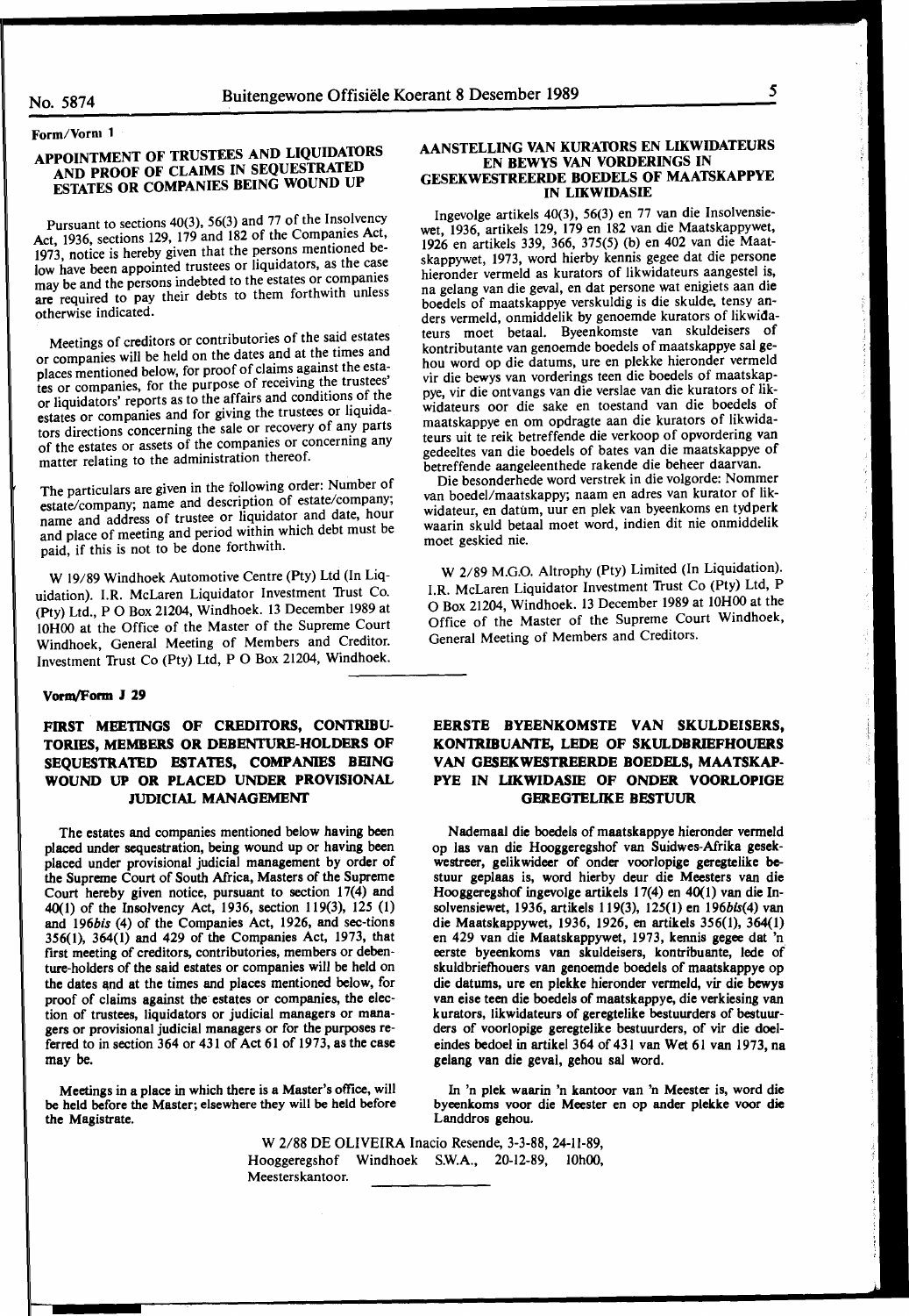Form/Vorm 1

## APPOINTMENT OF TRUSTEES AND LIQUIDATORS AND PROOF OF CLAIMS IN SEQUESTRATED ESTATES OR COMPANIES BEING WOUND UP

Pursuant to sections 40(3), 56(3) and 77 of the Insolvency Act, 1936, sections 129, 179 and 182 of the Companies Act, 1973, notice is hereby given that the persons mentioned below have been appointed trustees or liquidators, as the case may be and the persons indebted to the estates or companies are required to pay their debts to them forthwith unless otherwise indicated.

Meetings of creditors or contributories of the said estates or companies will be held on the dates and at the times and places mentioned below, for proof of claims against the estates or companies, for the purpose of receiving the trustees' or liquidators' reports as to the affairs and conditions of the estates or companies and for giving the trustees or liquidators directions concerning the sale or recovery of any parts of the estates or assets of the companies or concerning any matter relating to the administration thereof.

The particulars are given in the following order: Number of estate/company; name and description of estate/company; name and address of trustee or liquidator and date, hour and place of meeting and period within which debt must be paid, if this is not to be done forthwith.

W 19/89 Windhoek Automotive Centre (Pty) Ltd (In Liquidation). I.R. McLaren Liquidator Investment Trust Co. (Pty) Ltd., P O Box 21204, Windhoek. 13 December 1989 at 10H00 at the Office of the Master of the Supreme Court Windhoek, General Meeting of Members and Creditor. Investment Trust Co (Pty) Ltd, P O Box 21204, Windhoek.

## AANSTELLING VAN KURATORS EN LIKWIDATEURS EN BEWYS VAN VORDERINGS IN GESEKWESTREERDE BOEDELS OF MAATSKAPPYE IN LIKWIDASIE

Ingevolge artikels 40(3), 56(3) en 77 van die Insolvensiewet, 1936, artikels 129, 179 en 182 van die Maatskappywet, 1926 en artikels 339, 366, 375(5) (b) en 402 van die Maatskappywet, 1973, word hierby kennis gegee dat die persone hieronder vermeld as kurators of likwidateurs aangestel is, na gelang van die geval, en dat persone wat enigiets aan die boedels of maatskappye verskuldig is die skulde, tensy anders vermeld, onmiddelik by genoemde kurators of likwidateurs moet betaal. Byeenkomste van skuldeisers of kontributante van genoemde boedels of maatskappye sal gehou word op die datums, ure en plekke hieronder vermeld vir die bewys van vorderings teen die boedels of maatskappye, vir die ontvangs van die verslae van die kurators of likwidateurs oor die sake en toestand van die boedels of maatskappye en om opdragte aan die kurators of likwidateurs uit te reik betreffende die verkoop of opvordering van gedeeltes van die boedels of bates van die maatskappye of betreffende aangeleenthede rakende die beheer daarvan.

Die besonderhede word verstrek in die volgorde: Nommer van boedel/maatskappy; naam en adres van kurator of likwidateur, en datum, uur en plek van byeenkoms en tydperk waarin skuld betaal moet word, indien dit nie onmiddelik moet geskied nie.

W 2/89 M.G.O. Altrophy (Pty) Limited (In Liquidation). I.R. McLaren Liquidator Investment Trust Co (Pty) Ltd, P O Box 21204, Windhoek. 13 December 1989 at 10H00 at the Office of the Master of the Supreme Court Windhoek, General Meeting of Members and Creditors.

---

Vorm/Form J 29

## FIRST MEETINGS OF CREDITORS, CONTRIBUTORIES, MEMBERS OR DEBENTURE-HOLDERS OF SEQUESTRATED ESTATES, COMPANIES BEING WOUND UP OR PLACED UNDER PROVISIONAL JUDICIAL MANAGEMENT

The estates and companies mentioned below having been placed under sequestration, being wound up or having been placed under provisional judicial management by order of the Supreme Court of South Africa, Masters of the Supreme Court hereby given notice, pursuant to section 17(4) and 40(1) of the Insolvency Act, 1936, section 119(3), 125 (1) and 196*bis* (4) of the Companies Act, 1926, and sec-tions 356(1), 364(1) and 429 of the Companies Act, 1973, that first meeting of creditors, contributories, members or debenture-holders of the said estates or companies will be held on the dates and at the times and places mentioned below, for proof of claims against the estates or companies, the election of trustees, liquidators or judicial managers or managers or provisional judicial managers or for the purposes referred to in section 364 or 431 of Act 61 of 1973, as the case may be.

Meetings in a place in which there is a Master's office, will be held before the Master; elsewhere they will be held before the Magistrate.

## EERSTE BYEENKOMSTE VAN SKULDEISERS, KONTRIBUANTE, LEDE OF SKULDBRIEFHOUERS VAN GESEKWESTREERDE BOEDELS, MAATSKAPPYE IN LIKWIDASIE OF ONDER VOORLOPIGE GEREGTELIKE BESTUUR

Nademaal die boedels of maatskappye hieronder vermeld op las van die Hooggeregshof van Suidwes-Afrika gesekwestreer, gelikwideer of onder voorlopige geregtelike bestuur geplaas is, word hierby deur die Meesters van die Hooggeregshof ingevolge artikels 17(4) en 40(1) van die Insolvensiewet, 1936, artikels 119(3), 125(1) en 196*bis*(4) van die Maatskappywet, 1936, 1926, en artikels 356(1), 364(1) en 429 van die Maatskappywet, 1973, kennis gegee dat 'n eerste byeenkoms van skuldeisers, kontribuante, lede of skuldbriefhouers van genoemde boedels of maatskappye op die datums, ure en plekke hieronder vermeld, vir die bewys van eise teen die boedels of maatskappye, die verkiesing van kurators, likwidateurs of geregtelike bestuurders of bestuurders of voorlopige geregtelike bestuurders, of vir die doeleindes bedoel in artikel 364 of 431 van Wet 61 van 1973, na gelang van die geval, gehou sal word.

In 'n plek waarin 'n kantoor van 'n Meester is, word die byeenkoms voor die Meester en op ander plekke voor die Landdros gehou.

W 2/88 DE OLIVEIRA Inacio Resende, 3-3-88, 24-11-89, Hooggeregshof Windhoek S.W.A., 20-12-89, 10h00, Meesterskantoor.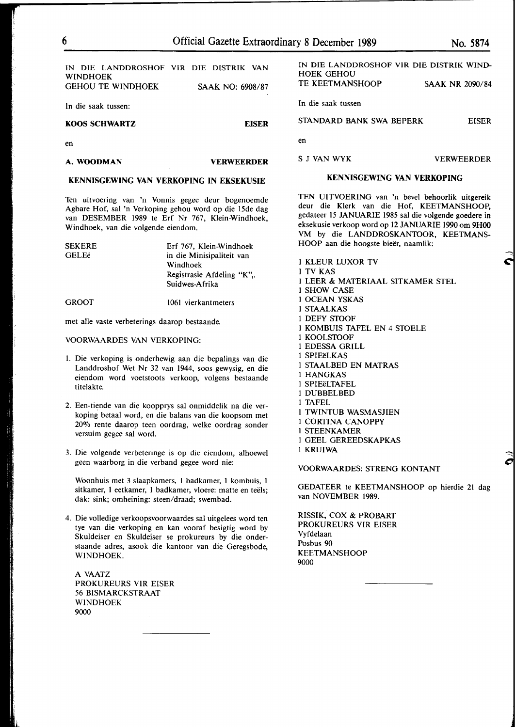IN DIE LANDDROSHOF VIR DIE DISTRIK VAN WINDHOEK
GEHOU TE WINDHOEK SAAK NO: 6908/87

In die saak tussen:

**KOOS SCHWARTZ** **EISER**

en

**A. WOODMAN** **VERWEERDER**

**KENNISGEWING VAN VERKOPING IN EKSEKUSIE**

Ten uitvoering van 'n Vonnis gegee deur bogenoemde Agbare Hof, sal 'n Verkoping gehou word op die 15de dag van DESEMBER 1989 te Erf Nr 767, Klein-Windhoek, Windhoek, van die volgende eiendom.

| | |
|---|---|
| SEKERE GELEë | Erf 767, Klein-Windhoek in die Minisipaliteit van Windhoek Registrasie Afdeling "K",. Suidwes-Afrika |
| GROOT | 1061 vierkantmeters |

met alle vaste verbeterings daarop bestaande.

VOORWAARDES VAN VERKOPING:

1. Die verkoping is onderhewig aan die bepalings van die Landdroshof Wet Nr 32 van 1944, soos gewysig, en die eiendom word voetstoots verkoop, volgens bestaande titelakte.

2. Een-tiende van die koopprys sal onmiddelik na die verkoping betaal word, en die balans van die koopsom met 20% rente daarop teen oordrag, welke oordrag sonder versuim gegee sal word.

3. Die volgende verbeteringe is op die eiendom, alhoewel geen waarborg in die verband gegee word nie:

   Woonhuis met 3 slaapkamers, 1 badkamer, 1 kombuis, 1 sitkamer, 1 eetkamer, 1 badkamer, vloere: matte en teëls; dak: sink; omheining: steen/draad; swembad.

4. Die volledige verkoopsvoorwaardes sal uitgelees word ten tye van die verkoping en kan vooraf besigtig word by Skuldeiser en Skuldeiser se prokureurs by die onderstaande adres, asook die kantoor van die Geregsbode, WINDHOEK.

A VAATZ
PROKUREURS VIR EISER
56 BISMARCKSTRAAT
WINDHOEK
9000

---

IN DIE LANDDROSHOF VIR DIE DISTRIK WINDHOEK GEHOU
TE KEETMANSHOOP SAAK NR 2090/84

In die saak tussen

STANDARD BANK SWA BEPERK EISER

en

S J VAN WYK VERWEERDER

**KENNISGEWING VAN VERKOPING**

TEN UITVOERING van 'n bevel behoorlik uitgereik deur die Klerk van die Hof, KEETMANSHOOP, gedateer 15 JANUARIE 1985 sal die volgende goedere in eksekusie verkoop word op 12 JANUARIE 1990 om 9H00 VM by die LANDDROSKANTOOR, KEETMANSHOOP aan die hoogste bieër, naamlik:

1 KLEUR LUXOR TV
1 TV KAS
1 LEER & MATERIAAL SITKAMER STEL
1 SHOW CASE
1 OCEAN YSKAS
1 STAALKAS
1 DEFY STOOF
1 KOMBUIS TAFEL EN 4 STOELE
1 KOOLSTOOF
1 EDESSA GRILL
1 SPIEëLKAS
1 STAALBED EN MATRAS
1 HANGKAS
1 SPIEëLTAFEL
1 DUBBELBED
1 TAFEL
1 TWINTUB WASMASJIEN
1 CORTINA CANOPPY
1 STEENKAMER
1 GEEL GEREEDSKAPKAS
1 KRUIWA

VOORWAARDES: STRENG KONTANT

GEDATEER te KEETMANSHOOP op hierdie 21 dag van NOVEMBER 1989.

RISSIK, COX & PROBART
PROKUREURS VIR EISER
Vyfdelaan
Posbus 90
KEETMANSHOOP
9000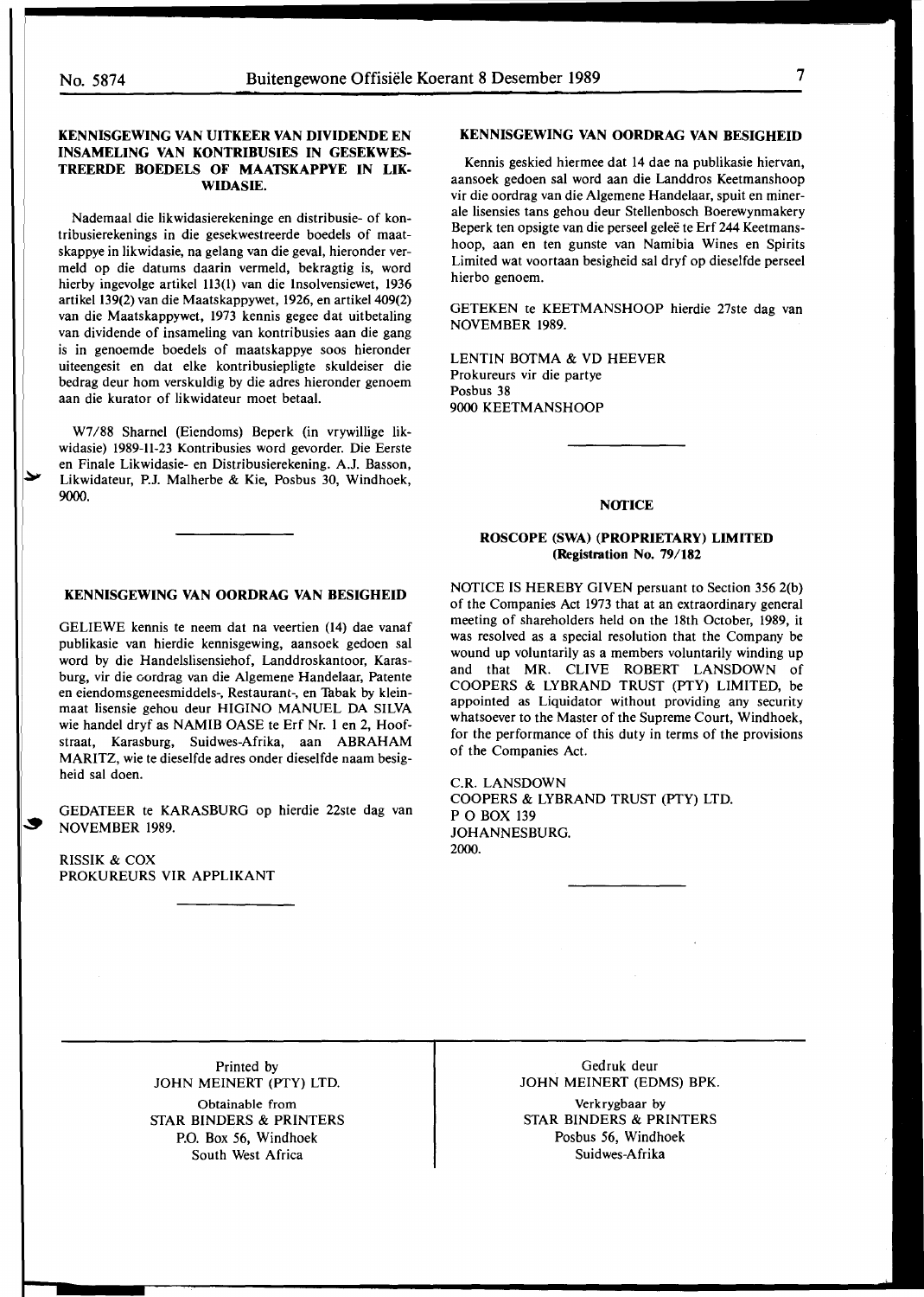### KENNISGEWING VAN UITKEER VAN DIVIDENDE EN INSAMELING VAN KONTRIBUSIES IN GESEKWESTREERDE BOEDELS OF MAATSKAPPYE IN LIKWIDASIE.

Nademaal die likwidasierekeninge en distribusie- of kontribusierekenings in die gesekwestreerde boedels of maatskappye in likwidasie, na gelang van die geval, hieronder vermeld op die datums daarin vermeld, bekragtig is, word hierby ingevolge artikel 113(1) van die Insolvensiewet, 1936 artikel 139(2) van die Maatskappywet, 1926, en artikel 409(2) van die Maatskappywet, 1973 kennis gegee dat uitbetaling van dividende of insameling van kontribusies aan die gang is in genoemde boedels of maatskappye soos hieronder uiteengesit en dat elke kontribusiepligte skuldeiser die bedrag deur hom verskuldig by die adres hieronder genoem aan die kurator of likwidateur moet betaal.

W7/88 Sharnel (Eiendoms) Beperk (in vrywillige likwidasie) 1989-11-23 Kontribusies word gevorder. Die Eerste en Finale Likwidasie- en Distribusierekening. A.J. Basson, Likwidateur, P.J. Malherbe & Kie, Posbus 30, Windhoek, 9000.

---

### KENNISGEWING VAN OORDRAG VAN BESIGHEID

GELIEWE kennis te neem dat na veertien (14) dae vanaf publikasie van hierdie kennisgewing, aansoek gedoen sal word by die Handelslisensiehof, Landdroskantoor, Karasburg, vir die oordrag van die Algemene Handelaar, Patente en eiendomsgeneesmiddels-, Restaurant-, en Tabak by kleinmaat lisensie gehou deur HIGINO MANUEL DA SILVA wie handel dryf as NAMIB OASE te Erf Nr. 1 en 2, Hoofstraat, Karasburg, Suidwes-Afrika, aan ABRAHAM MARITZ, wie te dieselfde adres onder dieselfde naam besigheid sal doen.

GEDATEER te KARASBURG op hierdie 22ste dag van NOVEMBER 1989.

RISSIK & COX
PROKUREURS VIR APPLIKANT

---

### KENNISGEWING VAN OORDRAG VAN BESIGHEID

Kennis geskied hiermee dat 14 dae na publikasie hiervan, aansoek gedoen sal word aan die Landdros Keetmanshoop vir die oordrag van die Algemene Handelaar, spuit en minerale lisensies tans gehou deur Stellenbosch Boerewynmakery Beperk ten opsigte van die perseel geleë te Erf 244 Keetmanshoop, aan en ten gunste van Namibia Wines en Spirits Limited wat voortaan besigheid sal dryf op dieselfde perseel hierbo genoem.

GETEKEN te KEETMANSHOOP hierdie 27ste dag van NOVEMBER 1989.

LENTIN BOTMA & VD HEEVER
Prokureurs vir die partye
Posbus 38
9000 KEETMANSHOOP

---

### NOTICE

#### ROSCOPE (SWA) (PROPRIETARY) LIMITED
**(Registration No. 79/182**

NOTICE IS HEREBY GIVEN persuant to Section 356 2(b) of the Companies Act 1973 that at an extraordinary general meeting of shareholders held on the 18th October, 1989, it was resolved as a special resolution that the Company be wound up voluntarily as a members voluntarily winding up and that MR. CLIVE ROBERT LANSDOWN of COOPERS & LYBRAND TRUST (PTY) LIMITED, be appointed as Liquidator without providing any security whatsoever to the Master of the Supreme Court, Windhoek, for the performance of this duty in terms of the provisions of the Companies Act.

C.R. LANSDOWN
COOPERS & LYBRAND TRUST (PTY) LTD.
P O BOX 139
JOHANNESBURG.
2000.

---

Printed by
JOHN MEINERT (PTY) LTD.
Obtainable from
STAR BINDERS & PRINTERS
P.O. Box 56, Windhoek
South West Africa

Gedruk deur
JOHN MEINERT (EDMS) BPK.
Verkrygbaar by
STAR BINDERS & PRINTERS
Posbus 56, Windhoek
Suidwes-Afrika